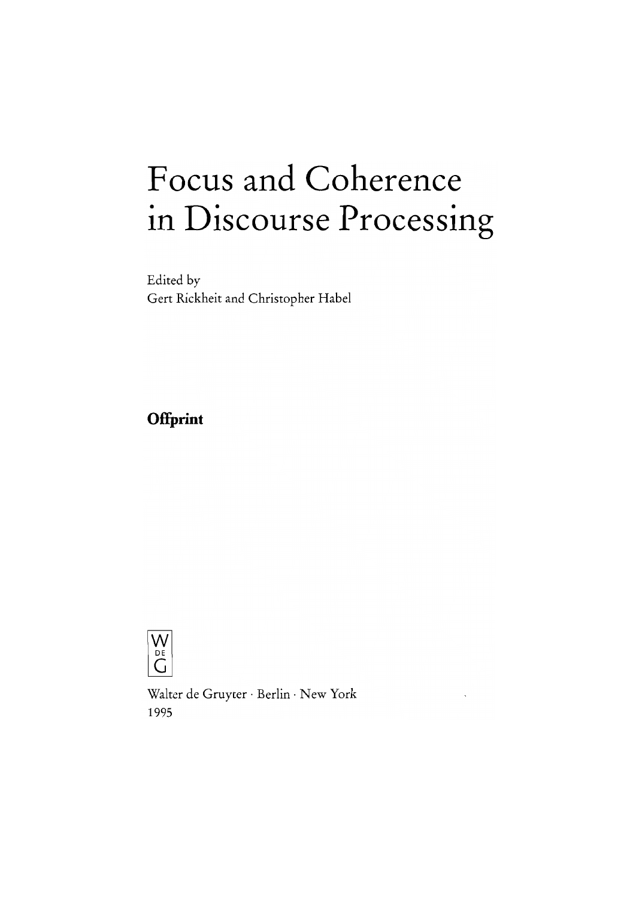# Focus and Coherence in Discourse Processing

Edited by
Gert Rickheit and Christopher Habel

**Offprint**

W
DE
G

Walter de Gruyter · Berlin · New York
1995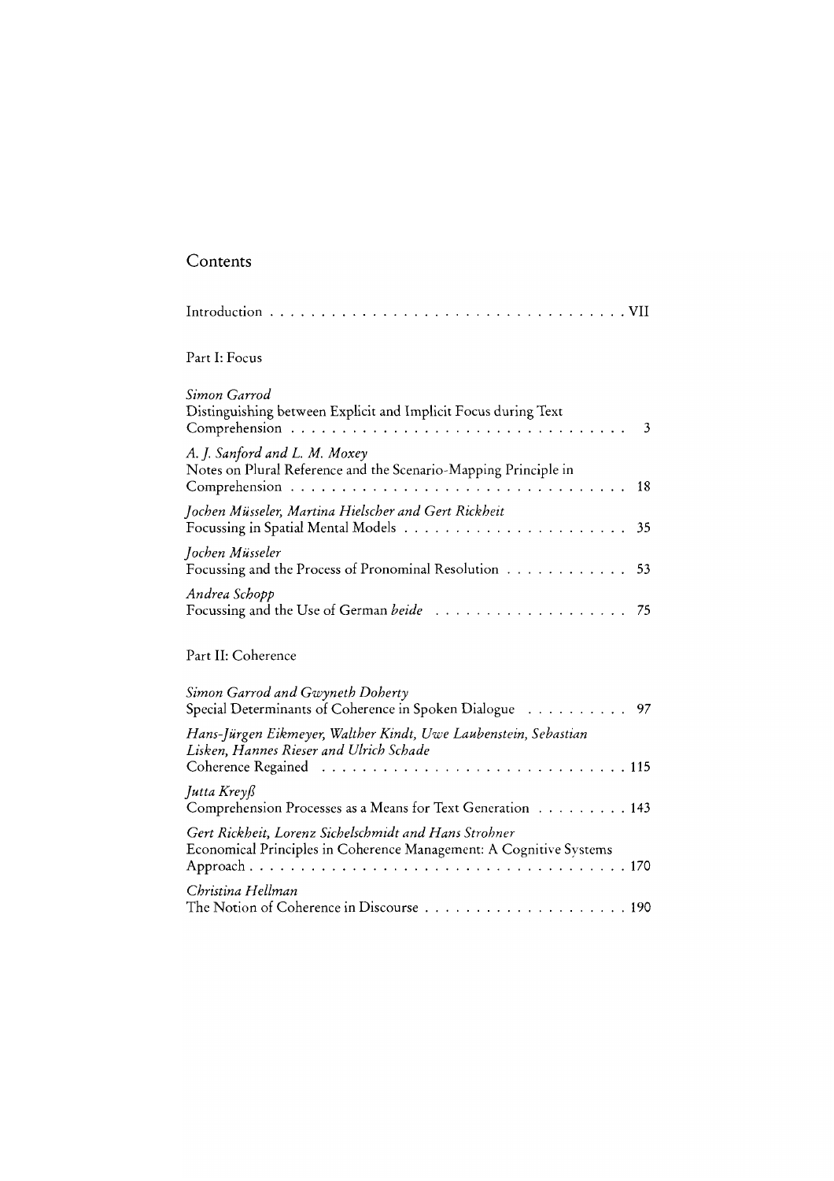# Contents

Introduction . . . . . . . . . . . . . . . . . . . . . . . . . . . . . . . . . . VII

## Part I: Focus

*Simon Garrod*
Distinguishing between Explicit and Implicit Focus during Text Comprehension . . . . . . . . . . . . . . . . . . . . . . . . . . . . . . . . 3

*A. J. Sanford and L. M. Moxey*
Notes on Plural Reference and the Scenario-Mapping Principle in Comprehension . . . . . . . . . . . . . . . . . . . . . . . . . . . . . . . . 18

*Jochen Müsseler, Martina Hielscher and Gert Rickheit*
Focussing in Spatial Mental Models . . . . . . . . . . . . . . . . . . . . . . 35

*Jochen Müsseler*
Focussing and the Process of Pronominal Resolution . . . . . . . . . . . . 53

*Andrea Schopp*
Focussing and the Use of German *beide* . . . . . . . . . . . . . . . . . . . 75

## Part II: Coherence

*Simon Garrod and Gwyneth Doherty*
Special Determinants of Coherence in Spoken Dialogue . . . . . . . . . . 97

*Hans-Jürgen Eikmeyer, Walther Kindt, Uwe Laubenstein, Sebastian Lisken, Hannes Rieser and Ulrich Schade*
Coherence Regained . . . . . . . . . . . . . . . . . . . . . . . . . . . . . 115

*Jutta Kreyß*
Comprehension Processes as a Means for Text Generation . . . . . . . . . 143

*Gert Rickheit, Lorenz Sichelschmidt and Hans Strohner*
Economical Principles in Coherence Management: A Cognitive Systems Approach . . . . . . . . . . . . . . . . . . . . . . . . . . . . . . . . . . . 170

*Christina Hellman*
The Notion of Coherence in Discourse . . . . . . . . . . . . . . . . . . . 190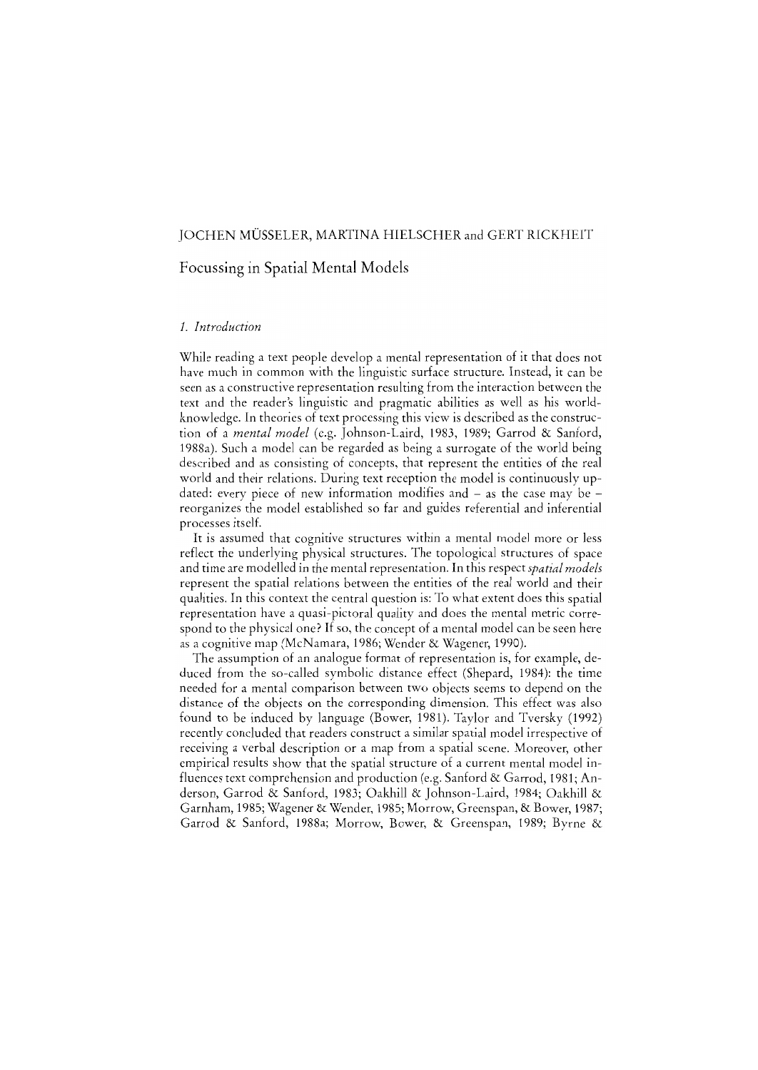JOCHEN MÜSSELER, MARTINA HIELSCHER and GERT RICKHEIT

# Focussing in Spatial Mental Models

## *1. Introduction*

While reading a text people develop a mental representation of it that does not have much in common with the linguistic surface structure. Instead, it can be seen as a constructive representation resulting from the interaction between the text and the reader's linguistic and pragmatic abilities as well as his world-knowledge. In theories of text processing this view is described as the construction of a *mental model* (e.g. Johnson-Laird, 1983, 1989; Garrod & Sanford, 1988a). Such a model can be regarded as being a surrogate of the world being described and as consisting of concepts, that represent the entities of the real world and their relations. During text reception the model is continuously updated: every piece of new information modifies and – as the case may be – reorganizes the model established so far and guides referential and inferential processes itself.

It is assumed that cognitive structures within a mental model more or less reflect the underlying physical structures. The topological structures of space and time are modelled in the mental representation. In this respect *spatial models* represent the spatial relations between the entities of the real world and their qualities. In this context the central question is: To what extent does this spatial representation have a quasi-pictoral quality and does the mental metric correspond to the physical one? If so, the concept of a mental model can be seen here as a cognitive map (McNamara, 1986; Wender & Wagener, 1990).

The assumption of an analogue format of representation is, for example, deduced from the so-called symbolic distance effect (Shepard, 1984): the time needed for a mental comparison between two objects seems to depend on the distance of the objects on the corresponding dimension. This effect was also found to be induced by language (Bower, 1981). Taylor and Tversky (1992) recently concluded that readers construct a similar spatial model irrespective of receiving a verbal description or a map from a spatial scene. Moreover, other empirical results show that the spatial structure of a current mental model influences text comprehension and production (e.g. Sanford & Garrod, 1981; Anderson, Garrod & Sanford, 1983; Oakhill & Johnson-Laird, 1984; Oakhill & Garnham, 1985; Wagener & Wender, 1985; Morrow, Greenspan, & Bower, 1987; Garrod & Sanford, 1988a; Morrow, Bower, & Greenspan, 1989; Byrne &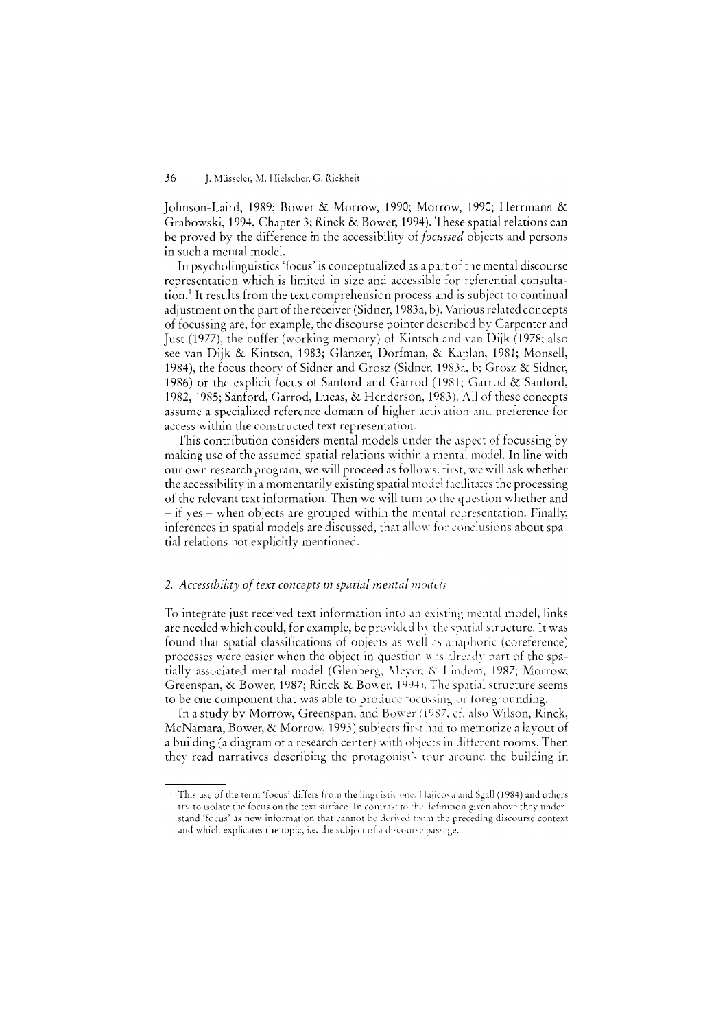Johnson-Laird, 1989; Bower & Morrow, 1990; Morrow, 1990; Herrmann & Grabowski, 1994, Chapter 3; Rinck & Bower, 1994). These spatial relations can be proved by the difference in the accessibility of *focussed* objects and persons in such a mental model.

In psycholinguistics 'focus' is conceptualized as a part of the mental discourse representation which is limited in size and accessible for referential consultation.[1] It results from the text comprehension process and is subject to continual adjustment on the part of the receiver (Sidner, 1983a, b). Various related concepts of focussing are, for example, the discourse pointer described by Carpenter and Just (1977), the buffer (working memory) of Kintsch and van Dijk (1978; also see van Dijk & Kintsch, 1983; Glanzer, Dorfman, & Kaplan, 1981; Monsell, 1984), the focus theory of Sidner and Grosz (Sidner, 1983a, b; Grosz & Sidner, 1986) or the explicit focus of Sanford and Garrod (1981; Garrod & Sanford, 1982, 1985; Sanford, Garrod, Lucas, & Henderson, 1983). All of these concepts assume a specialized reference domain of higher activation and preference for access within the constructed text representation.

This contribution considers mental models under the aspect of focussing by making use of the assumed spatial relations within a mental model. In line with our own research program, we will proceed as follows: first, we will ask whether the accessibility in a momentarily existing spatial model facilitates the processing of the relevant text information. Then we will turn to the question whether and – if yes – when objects are grouped within the mental representation. Finally, inferences in spatial models are discussed, that allow for conclusions about spatial relations not explicitly mentioned.

## 2. *Accessibility of text concepts in spatial mental models*

To integrate just received text information into an existing mental model, links are needed which could, for example, be provided by the spatial structure. It was found that spatial classifications of objects as well as anaphoric (coreference) processes were easier when the object in question was already part of the spatially associated mental model (Glenberg, Meyer, & Lindem, 1987; Morrow, Greenspan, & Bower, 1987; Rinck & Bower, 1994). The spatial structure seems to be one component that was able to produce focussing or foregrounding.

In a study by Morrow, Greenspan, and Bower (1987, cf. also Wilson, Rinck, McNamara, Bower, & Morrow, 1993) subjects first had to memorize a layout of a building (a diagram of a research center) with objects in different rooms. Then they read narratives describing the protagonist's tour around the building in

---

[1] This use of the term 'focus' differs from the linguistic one. Hajicova and Sgall (1984) and others try to isolate the focus on the text surface. In contrast to the definition given above they understand 'focus' as new information that cannot be derived from the preceding discourse context and which explicates the topic, i.e. the subject of a discourse passage.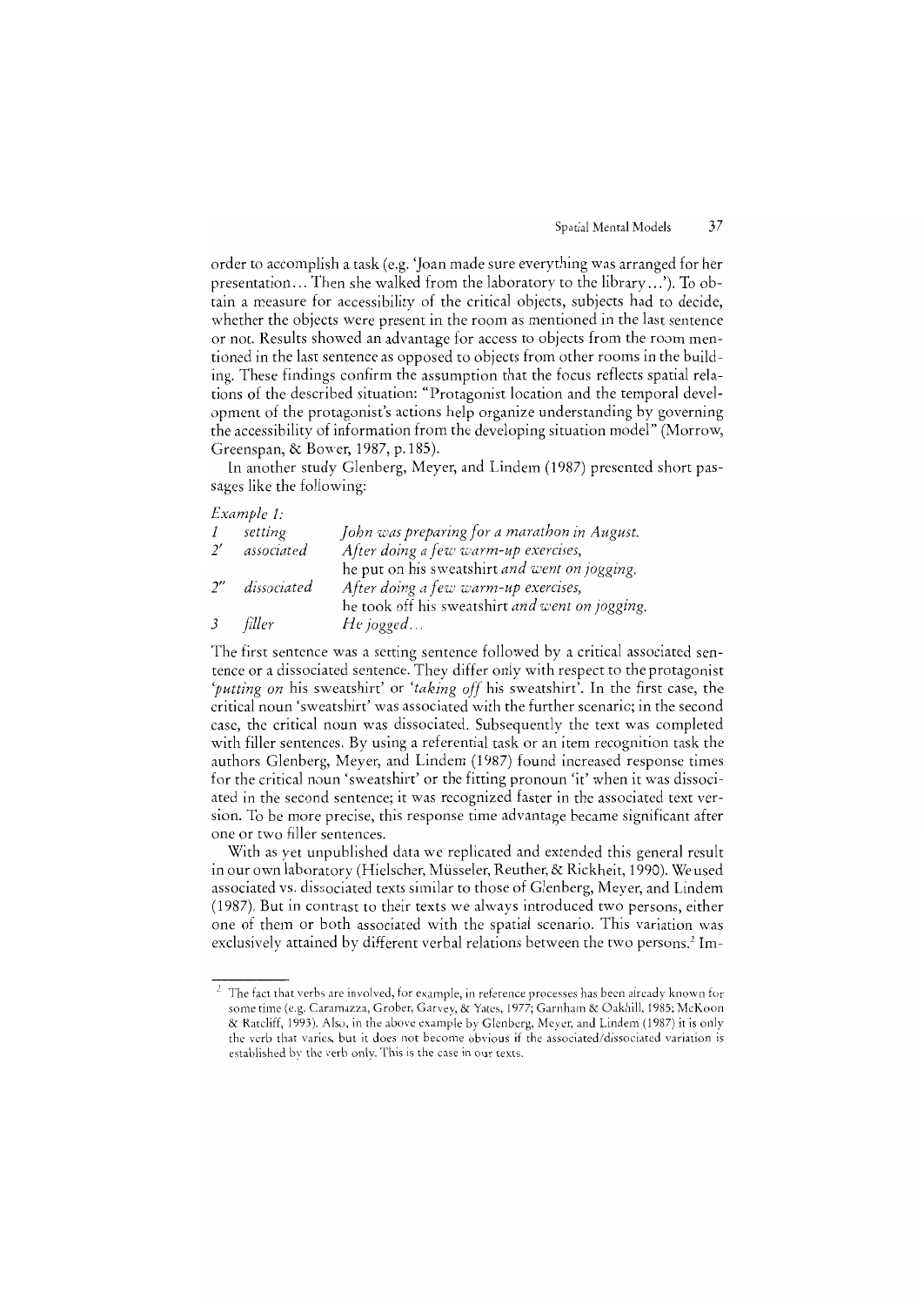order to accomplish a task (e.g. 'Joan made sure everything was arranged for her presentation... Then she walked from the laboratory to the library...'). To obtain a measure for accessibility of the critical objects, subjects had to decide, whether the objects were present in the room as mentioned in the last sentence or not. Results showed an advantage for access to objects from the room mentioned in the last sentence as opposed to objects from other rooms in the building. These findings confirm the assumption that the focus reflects spatial relations of the described situation: "Protagonist location and the temporal development of the protagonist's actions help organize understanding by governing the accessibility of information from the developing situation model" (Morrow, Greenspan, & Bower, 1987, p. 185).

In another study Glenberg, Meyer, and Lindem (1987) presented short passages like the following:

*Example 1:*

| | | |
|---|---|---|
| *1* | *setting* | *John was preparing for a marathon in August.* |
| *2'* | *associated* | *After doing a few warm-up exercises,* he put on his sweatshirt *and went on jogging.* |
| *2''* | *dissociated* | *After doing a few warm-up exercises,* he took off his sweatshirt *and went on jogging.* |
| *3* | *filler* | *He jogged...* |

The first sentence was a setting sentence followed by a critical associated sentence or a dissociated sentence. They differ only with respect to the protagonist *'putting on* his sweatshirt' or *'taking off* his sweatshirt'. In the first case, the critical noun 'sweatshirt' was associated with the further scenario; in the second case, the critical noun was dissociated. Subsequently the text was completed with filler sentences. By using a referential task or an item recognition task the authors Glenberg, Meyer, and Lindem (1987) found increased response times for the critical noun 'sweatshirt' or the fitting pronoun 'it' when it was dissociated in the second sentence; it was recognized faster in the associated text version. To be more precise, this response time advantage became significant after one or two filler sentences.

With as yet unpublished data we replicated and extended this general result in our own laboratory (Hielscher, Müsseler, Reuther, & Rickheit, 1990). We used associated vs. dissociated texts similar to those of Glenberg, Meyer, and Lindem (1987). But in contrast to their texts we always introduced two persons, either one of them or both associated with the spatial scenario. This variation was exclusively attained by different verbal relations between the two persons.[2] Im-

[2] The fact that verbs are involved, for example, in reference processes has been already known for some time (e.g. Caramazza, Grober, Garvey, & Yates, 1977; Garnham & Oakhill, 1985; McKoon & Ratcliff, 1993). Also, in the above example by Glenberg, Meyer, and Lindem (1987) it is only the verb that varies, but it does not become obvious if the associated/dissociated variation is established by the verb only. This is the case in our texts.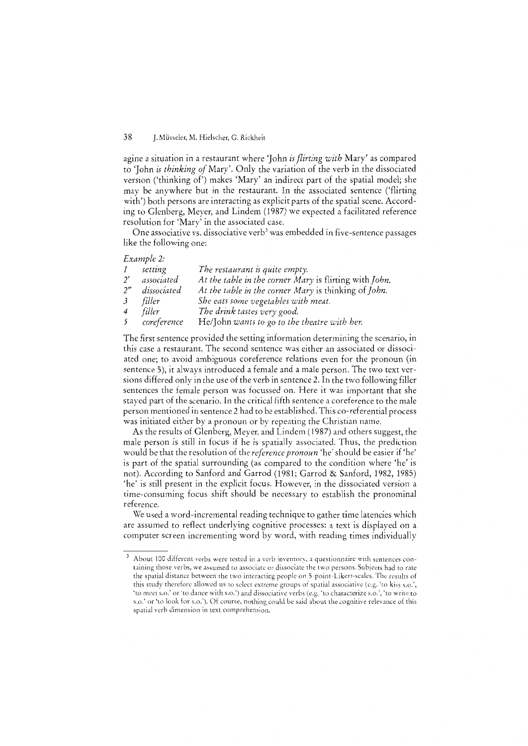agine a situation in a restaurant where 'John *is flirting with* Mary' as compared to 'John *is thinking of* Mary'. Only the variation of the verb in the dissociated version ('thinking of') makes 'Mary' an indirect part of the spatial model; she may be anywhere but in the restaurant. In the associated sentence ('flirting with') both persons are interacting as explicit parts of the spatial scene. According to Glenberg, Meyer, and Lindem (1987) we expected a facilitated reference resolution for 'Mary' in the associated case.

One associative vs. dissociative verb[3] was embedded in five-sentence passages like the following one:

*Example 2:*

| | | |
|---|---|---|
| *1* | *setting* | *The restaurant is quite empty.* |
| *2'* | *associated* | *At the table in the corner Mary* is flirting with *John.* |
| *2"* | *dissociated* | *At the table in the corner Mary* is thinking of *John.* |
| *3* | *filler* | *She eats some vegetables with meat.* |
| *4* | *filler* | *The drink tastes very good.* |
| *5* | *coreference* | He/John *wants to go to the theatre with her.* |

The first sentence provided the setting information determining the scenario, in this case a restaurant. The second sentence was either an associated or dissociated one; to avoid ambiguous coreference relations even for the pronoun (in sentence 5), it always introduced a female and a male person. The two text versions differed only in the use of the verb in sentence 2. In the two following filler sentences the female person was focussed on. Here it was important that she stayed part of the scenario. In the critical fifth sentence a coreference to the male person mentioned in sentence 2 had to be established. This co-referential process was initiated either by a pronoun or by repeating the Christian name.

As the results of Glenberg, Meyer, and Lindem (1987) and others suggest, the male person is still in focus if he is spatially associated. Thus, the prediction would be that the resolution of the *reference pronoun* 'he' should be easier if 'he' is part of the spatial surrounding (as compared to the condition where 'he' is not). According to Sanford and Garrod (1981; Garrod & Sanford, 1982, 1985) 'he' is still present in the explicit focus. However, in the dissociated version a time-consuming focus shift should be necessary to establish the pronominal reference.

We used a word-incremental reading technique to gather time latencies which are assumed to reflect underlying cognitive processes: a text is displayed on a computer screen incrementing word by word, with reading times individually

[3] About 100 different verbs were tested in a verb inventory, a questionnaire with sentences containing those verbs, we assumed to associate or dissociate the two persons. Subjects had to rate the spatial distance between the two interacting people on 5-point-Likert-scales. The results of this study therefore allowed us to select extreme groups of spatial associative (e.g. 'to kiss s.o.', 'to meet s.o.' or 'to dance with s.o.') and dissociative verbs (e.g. 'to characterize s.o.', 'to write to s.o.' or 'to look for s.o.'). Of course, nothing could be said about the cognitive relevance of this spatial verb dimension in text comprehension.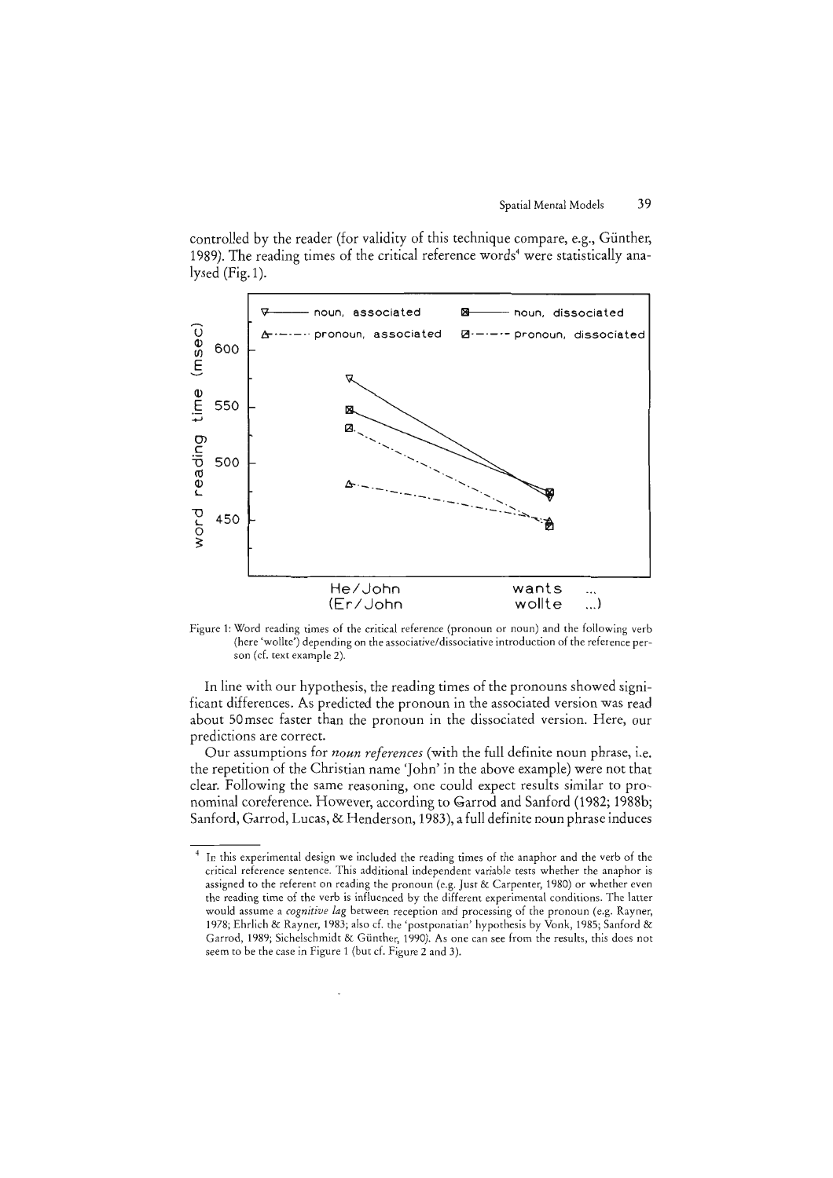controlled by the reader (for validity of this technique compare, e.g., Günther, 1989). The reading times of the critical reference words[4] were statistically analysed (Fig. 1).

noun, associated
noun, dissociated
pronoun, associated
pronoun, dissociated

word reading time (msec)
600
550
500
450

He/John
(Er/John

wants ...
wollte ...)

Figure 1: Word reading times of the critical reference (pronoun or noun) and the following verb (here 'wollte') depending on the associative/dissociative introduction of the reference person (cf. text example 2).

In line with our hypothesis, the reading times of the pronouns showed significant differences. As predicted the pronoun in the associated version was read about 50 msec faster than the pronoun in the dissociated version. Here, our predictions are correct.

Our assumptions for *noun references* (with the full definite noun phrase, i.e. the repetition of the Christian name 'John' in the above example) were not that clear. Following the same reasoning, one could expect results similar to pronominal coreference. However, according to Garrod and Sanford (1982; 1988b; Sanford, Garrod, Lucas, & Henderson, 1983), a full definite noun phrase induces

[4] In this experimental design we included the reading times of the anaphor and the verb of the critical reference sentence. This additional independent variable tests whether the anaphor is assigned to the referent on reading the pronoun (e.g. Just & Carpenter, 1980) or whether even the reading time of the verb is influenced by the different experimental conditions. The latter would assume a *cognitive lag* between reception and processing of the pronoun (e.g. Rayner, 1978; Ehrlich & Rayner, 1983; also cf. the 'postponatian' hypothesis by Vonk, 1985; Sanford & Garrod, 1989; Sichelschmidt & Günther, 1990). As one can see from the results, this does not seem to be the case in Figure 1 (but cf. Figure 2 and 3).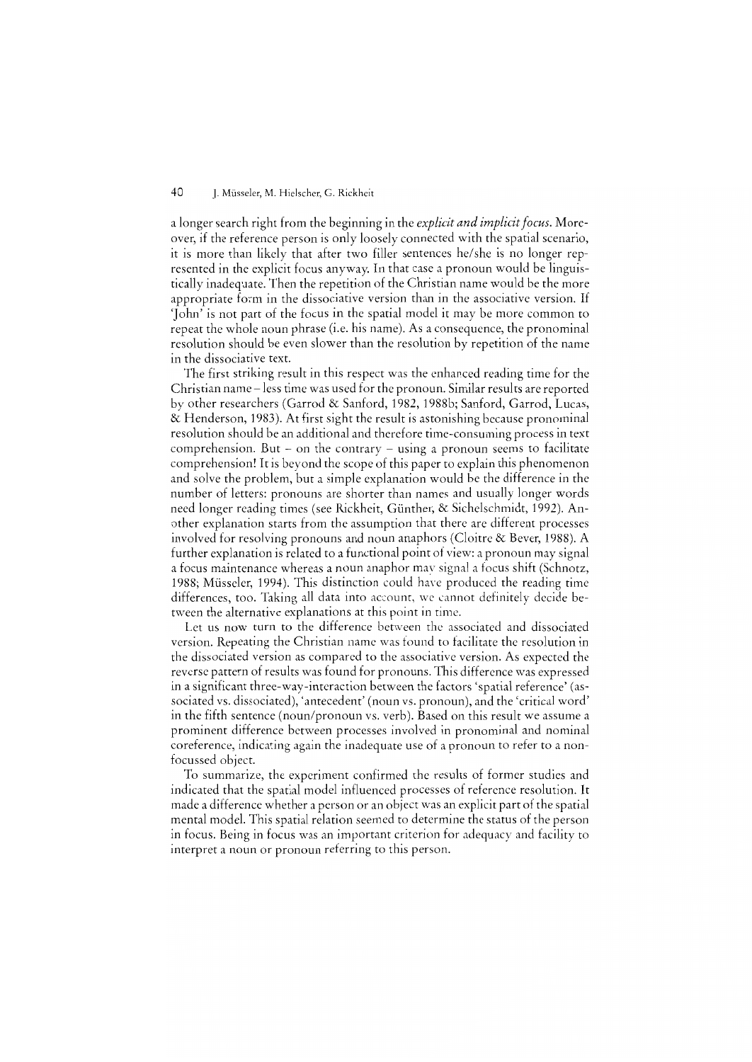a longer search right from the beginning in the *explicit and implicit focus*. Moreover, if the reference person is only loosely connected with the spatial scenario, it is more than likely that after two filler sentences he/she is no longer represented in the explicit focus anyway. In that case a pronoun would be linguistically inadequate. Then the repetition of the Christian name would be the more appropriate form in the dissociative version than in the associative version. If 'John' is not part of the focus in the spatial model it may be more common to repeat the whole noun phrase (i.e. his name). As a consequence, the pronominal resolution should be even slower than the resolution by repetition of the name in the dissociative text.

The first striking result in this respect was the enhanced reading time for the Christian name – less time was used for the pronoun. Similar results are reported by other researchers (Garrod & Sanford, 1982, 1988b; Sanford, Garrod, Lucas, & Henderson, 1983). At first sight the result is astonishing because pronominal resolution should be an additional and therefore time-consuming process in text comprehension. But – on the contrary – using a pronoun seems to facilitate comprehension! It is beyond the scope of this paper to explain this phenomenon and solve the problem, but a simple explanation would be the difference in the number of letters: pronouns are shorter than names and usually longer words need longer reading times (see Rickheit, Günther, & Sichelschmidt, 1992). Another explanation starts from the assumption that there are different processes involved for resolving pronouns and noun anaphors (Cloitre & Bever, 1988). A further explanation is related to a functional point of view: a pronoun may signal a focus maintenance whereas a noun anaphor may signal a focus shift (Schnotz, 1988; Müsseler, 1994). This distinction could have produced the reading time differences, too. Taking all data into account, we cannot definitely decide between the alternative explanations at this point in time.

Let us now turn to the difference between the associated and dissociated version. Repeating the Christian name was found to facilitate the resolution in the dissociated version as compared to the associative version. As expected the reverse pattern of results was found for pronouns. This difference was expressed in a significant three-way-interaction between the factors 'spatial reference' (associated vs. dissociated), 'antecedent' (noun vs. pronoun), and the 'critical word' in the fifth sentence (noun/pronoun vs. verb). Based on this result we assume a prominent difference between processes involved in pronominal and nominal coreference, indicating again the inadequate use of a pronoun to refer to a non-focussed object.

To summarize, the experiment confirmed the results of former studies and indicated that the spatial model influenced processes of reference resolution. It made a difference whether a person or an object was an explicit part of the spatial mental model. This spatial relation seemed to determine the status of the person in focus. Being in focus was an important criterion for adequacy and facility to interpret a noun or pronoun referring to this person.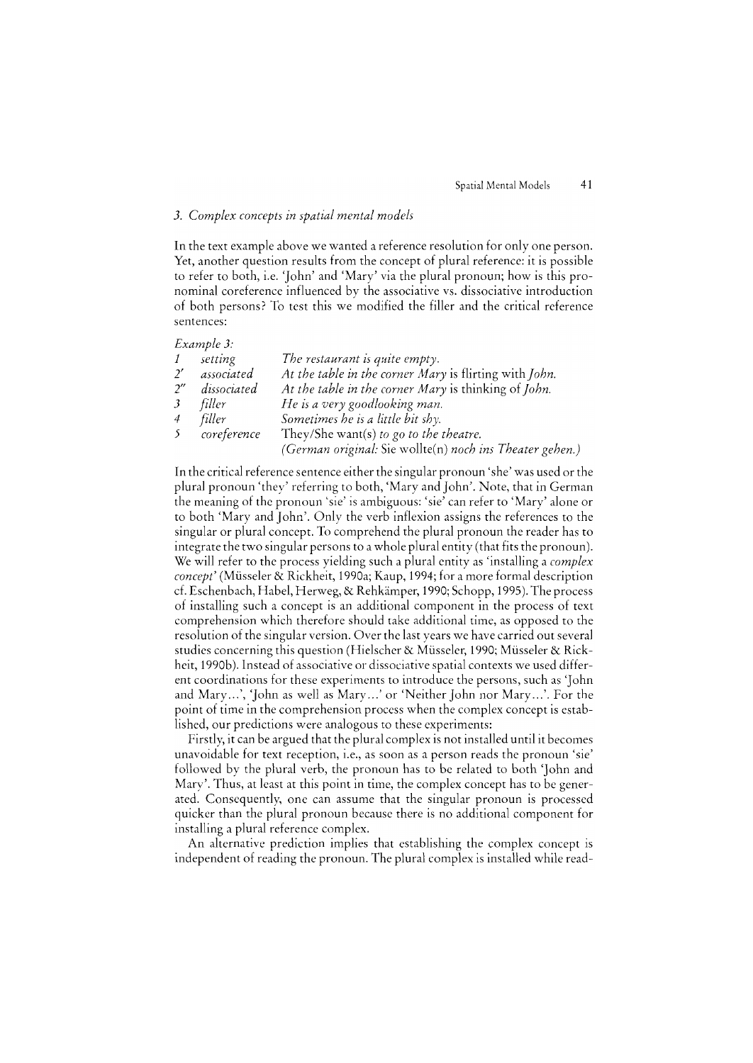### *3. Complex concepts in spatial mental models*

In the text example above we wanted a reference resolution for only one person. Yet, another question results from the concept of plural reference: it is possible to refer to both, i.e. 'John' and 'Mary' via the plural pronoun; how is this pronominal coreference influenced by the associative vs. dissociative introduction of both persons? To test this we modified the filler and the critical reference sentences:

*Example 3:*

| | | |
|---|---|---|
| *1* | *setting* | *The restaurant is quite empty.* |
| *2'* | *associated* | *At the table in the corner Mary* is flirting with *John.* |
| *2"* | *dissociated* | *At the table in the corner Mary* is thinking of *John.* |
| *3* | *filler* | *He is a very goodlooking man.* |
| *4* | *filler* | *Sometimes he is a little bit shy.* |
| *5* | *coreference* | They/She want(s) *to go to the theatre.* *(German original:* Sie wollte(n) *noch ins Theater gehen.)* |

In the critical reference sentence either the singular pronoun 'she' was used or the plural pronoun 'they' referring to both, 'Mary and John'. Note, that in German the meaning of the pronoun 'sie' is ambiguous: 'sie' can refer to 'Mary' alone or to both 'Mary and John'. Only the verb inflexion assigns the references to the singular or plural concept. To comprehend the plural pronoun the reader has to integrate the two singular persons to a whole plural entity (that fits the pronoun). We will refer to the process yielding such a plural entity as 'installing a *complex concept'* (Müsseler & Rickheit, 1990a; Kaup, 1994; for a more formal description cf. Eschenbach, Habel, Herweg, & Rehkämper, 1990; Schopp, 1995). The process of installing such a concept is an additional component in the process of text comprehension which therefore should take additional time, as opposed to the resolution of the singular version. Over the last years we have carried out several studies concerning this question (Hielscher & Müsseler, 1990; Müsseler & Rickheit, 1990b). Instead of associative or dissociative spatial contexts we used different coordinations for these experiments to introduce the persons, such as 'John and Mary...', 'John as well as Mary...' or 'Neither John nor Mary...'. For the point of time in the comprehension process when the complex concept is established, our predictions were analogous to these experiments:

Firstly, it can be argued that the plural complex is not installed until it becomes unavoidable for text reception, i.e., as soon as a person reads the pronoun 'sie' followed by the plural verb, the pronoun has to be related to both 'John and Mary'. Thus, at least at this point in time, the complex concept has to be generated. Consequently, one can assume that the singular pronoun is processed quicker than the plural pronoun because there is no additional component for installing a plural reference complex.

An alternative prediction implies that establishing the complex concept is independent of reading the pronoun. The plural complex is installed while read-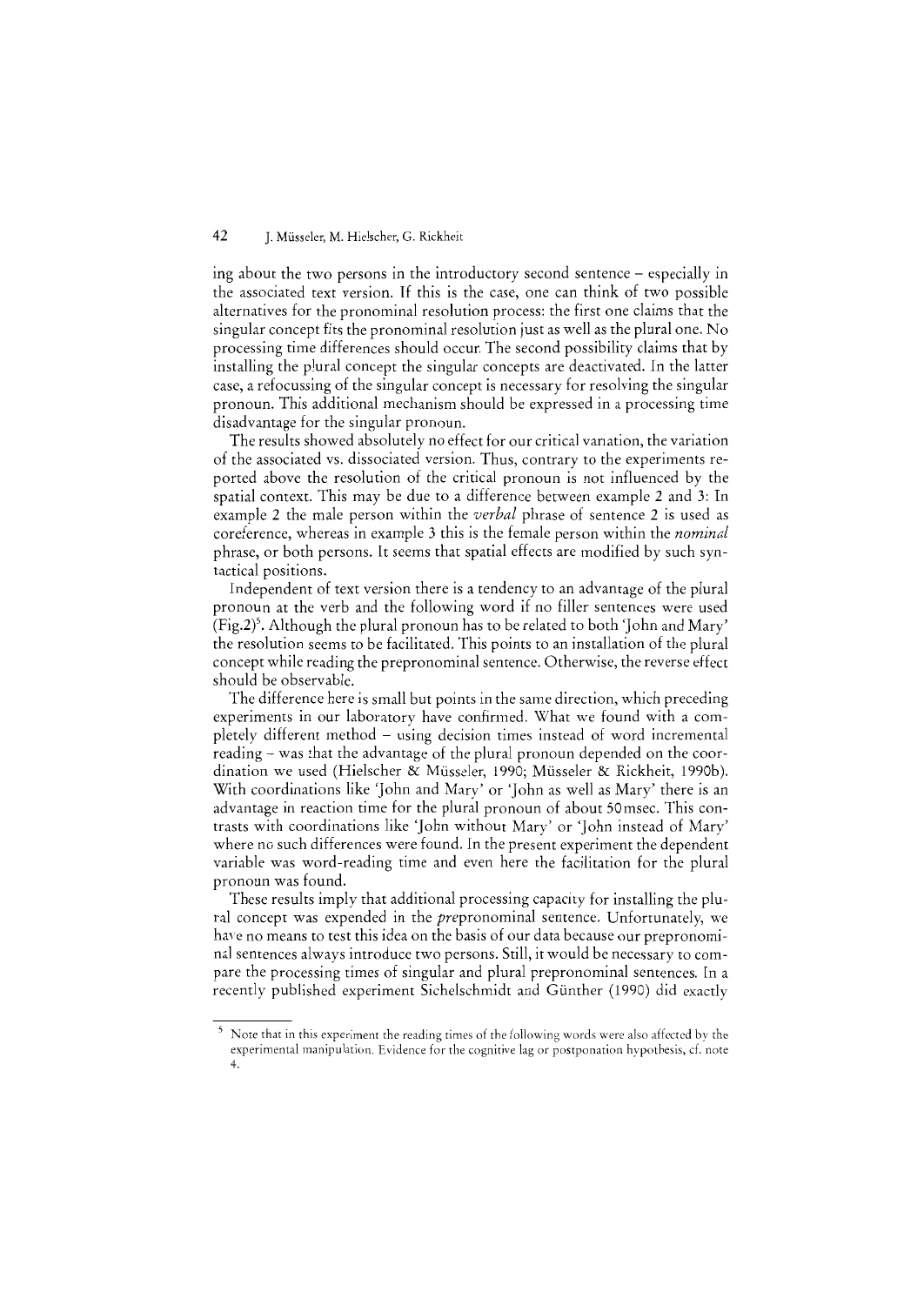ing about the two persons in the introductory second sentence – especially in the associated text version. If this is the case, one can think of two possible alternatives for the pronominal resolution process: the first one claims that the singular concept fits the pronominal resolution just as well as the plural one. No processing time differences should occur. The second possibility claims that by installing the plural concept the singular concepts are deactivated. In the latter case, a refocussing of the singular concept is necessary for resolving the singular pronoun. This additional mechanism should be expressed in a processing time disadvantage for the singular pronoun.

The results showed absolutely no effect for our critical variation, the variation of the associated vs. dissociated version. Thus, contrary to the experiments reported above the resolution of the critical pronoun is not influenced by the spatial context. This may be due to a difference between example 2 and 3: In example 2 the male person within the *verbal* phrase of sentence 2 is used as coreference, whereas in example 3 this is the female person within the *nominal* phrase, or both persons. It seems that spatial effects are modified by such syntactical positions.

Independent of text version there is a tendency to an advantage of the plural pronoun at the verb and the following word if no filler sentences were used (Fig.2)[5]. Although the plural pronoun has to be related to both 'John and Mary' the resolution seems to be facilitated. This points to an installation of the plural concept while reading the prepronominal sentence. Otherwise, the reverse effect should be observable.

The difference here is small but points in the same direction, which preceding experiments in our laboratory have confirmed. What we found with a completely different method – using decision times instead of word incremental reading – was that the advantage of the plural pronoun depended on the coordination we used (Hielscher & Müsseler, 1990; Müsseler & Rickheit, 1990b). With coordinations like 'John and Mary' or 'John as well as Mary' there is an advantage in reaction time for the plural pronoun of about 50msec. This contrasts with coordinations like 'John without Mary' or 'John instead of Mary' where no such differences were found. In the present experiment the dependent variable was word-reading time and even here the facilitation for the plural pronoun was found.

These results imply that additional processing capacity for installing the plural concept was expended in the *pre*pronominal sentence. Unfortunately, we have no means to test this idea on the basis of our data because our prepronominal sentences always introduce two persons. Still, it would be necessary to compare the processing times of singular and plural prepronominal sentences. In a recently published experiment Sichelschmidt and Günther (1990) did exactly

---

[5] Note that in this experiment the reading times of the following words were also affected by the experimental manipulation. Evidence for the cognitive lag or postponation hypothesis, cf. note 4.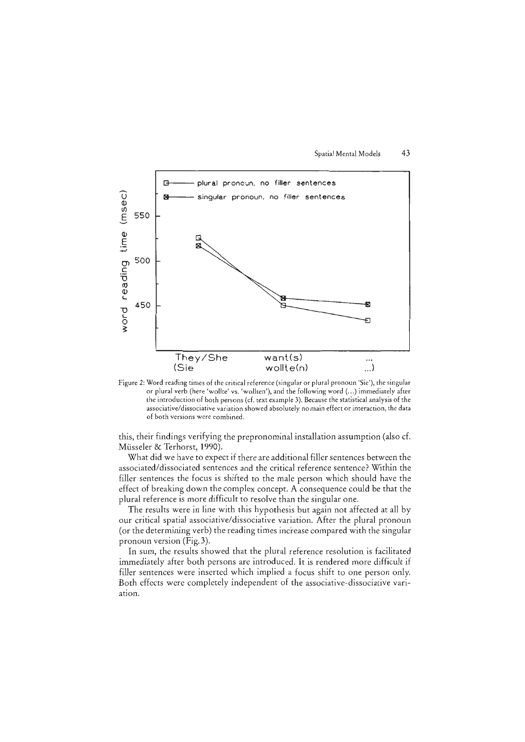plural pronoun, no filler sentences

singular pronoun, no filler sentences

word reading time (msec)

550

500

450

They/She (Sie

want(s) wollte(n)

... ...)

Figure 2: Word reading times of the critical reference (singular or plural pronoun 'Sie'), the singular or plural verb (here 'wollte' vs. 'wollten'), and the following word (...) immediately after the introduction of both persons (cf. text example 3). Because the statistical analysis of the associative/dissociative variation showed absolutely no main effect or interaction, the data of both versions were combined.

this, their findings verifying the prepronominal installation assumption (also cf. Müsseler & Terhorst, 1990).

What did we have to expect if there are additional filler sentences between the associated/dissociated sentences and the critical reference sentence? Within the filler sentences the focus is shifted to the male person which should have the effect of breaking down the complex concept. A consequence could be that the plural reference is more difficult to resolve than the singular one.

The results were in line with this hypothesis but again not affected at all by our critical spatial associative/dissociative variation. After the plural pronoun (or the determining verb) the reading times increase compared with the singular pronoun version (Fig. 3).

In sum, the results showed that the plural reference resolution is facilitated immediately after both persons are introduced. It is rendered more difficult if filler sentences were inserted which implied a focus shift to one person only. Both effects were completely independent of the associative-dissociative variation.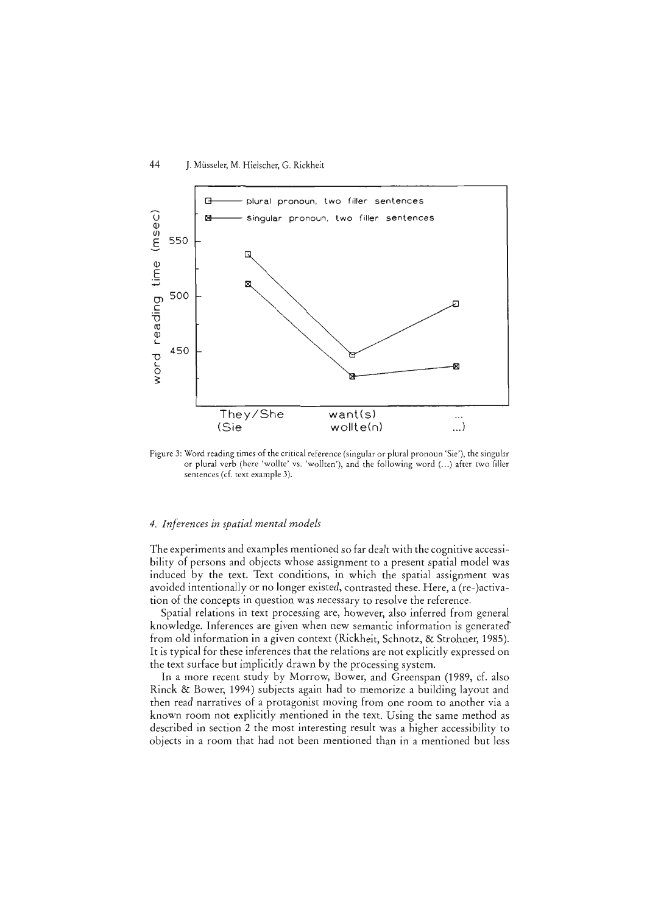plural pronoun, two filler sentences

singular pronoun, two filler sentences

word reading time (msec)

550

500

450

They/She
(Sie

want(s)
wollte(n)

...
...)

Figure 3: Word reading times of the critical reference (singular or plural pronoun 'Sie'), the singular or plural verb (here 'wollte' vs. 'wollten'), and the following word (...) after two filler sentences (cf. text example 3).

### 4. *Inferences in spatial mental models*

The experiments and examples mentioned so far dealt with the cognitive accessibility of persons and objects whose assignment to a present spatial model was induced by the text. Text conditions, in which the spatial assignment was avoided intentionally or no longer existed, contrasted these. Here, a (re-)activation of the concepts in question was necessary to resolve the reference.

Spatial relations in text processing are, however, also inferred from general knowledge. Inferences are given when new semantic information is generated from old information in a given context (Rickheit, Schnotz, & Strohner, 1985). It is typical for these inferences that the relations are not explicitly expressed on the text surface but implicitly drawn by the processing system.

In a more recent study by Morrow, Bower, and Greenspan (1989, cf. also Rinck & Bower, 1994) subjects again had to memorize a building layout and then read narratives of a protagonist moving from one room to another via a known room not explicitly mentioned in the text. Using the same method as described in section 2 the most interesting result was a higher accessibility to objects in a room that had not been mentioned than in a mentioned but less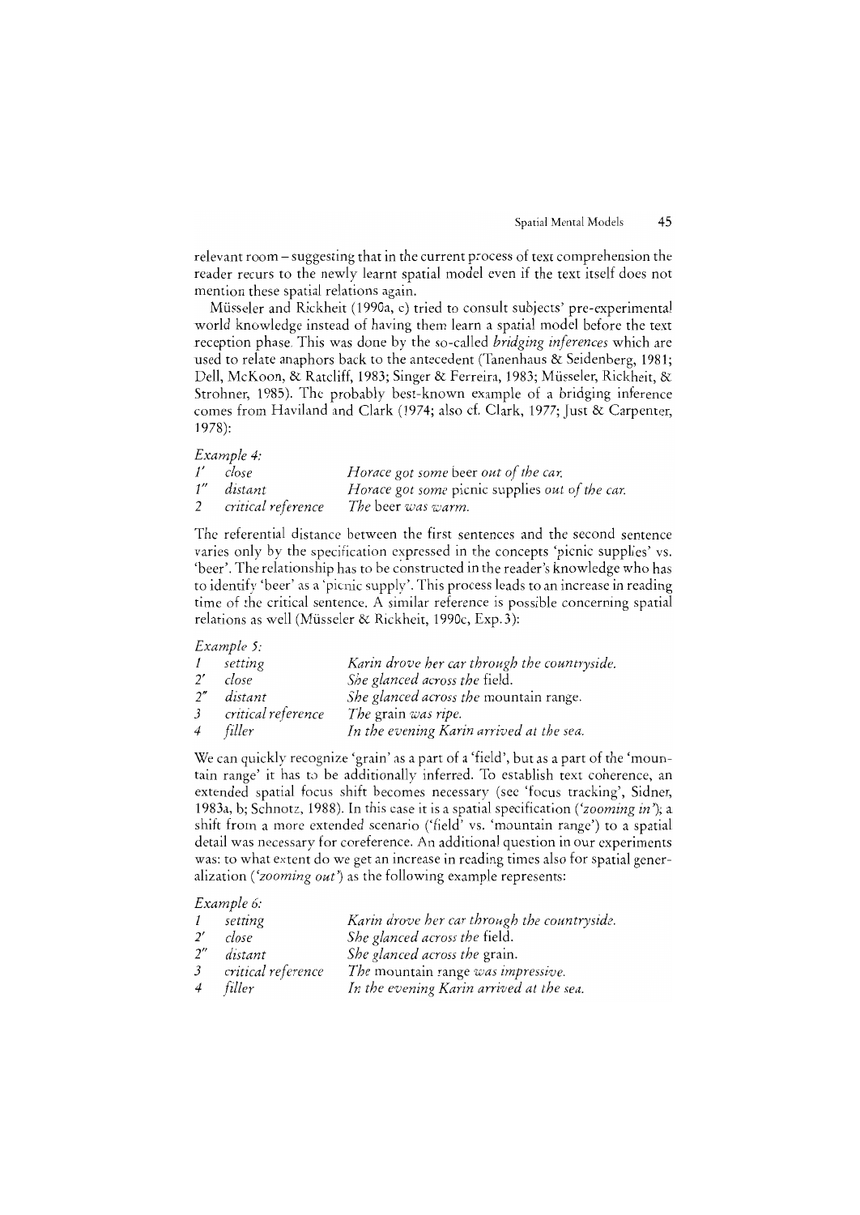relevant room – suggesting that in the current process of text comprehension the reader recurs to the newly learnt spatial model even if the text itself does not mention these spatial relations again.

Müsseler and Rickheit (1990a, c) tried to consult subjects' pre-experimental world knowledge instead of having them learn a spatial model before the text reception phase. This was done by the so-called *bridging inferences* which are used to relate anaphors back to the antecedent (Tanenhaus & Seidenberg, 1981; Dell, McKoon, & Ratcliff, 1983; Singer & Ferreira, 1983; Müsseler, Rickheit, & Strohner, 1985). The probably best-known example of a bridging inference comes from Haviland and Clark (1974; also cf. Clark, 1977; Just & Carpenter, 1978):

*Example 4:*

| | | |
|---|---|---|
| *1'* | *close* | *Horace got some* beer *out of the car.* |
| *1"* | *distant* | *Horace got some* picnic supplies *out of the car.* |
| *2* | *critical reference* | *The* beer *was warm.* |

The referential distance between the first sentences and the second sentence varies only by the specification expressed in the concepts 'picnic supplies' vs. 'beer'. The relationship has to be constructed in the reader's knowledge who has to identify 'beer' as a 'picnic supply'. This process leads to an increase in reading time of the critical sentence. A similar reference is possible concerning spatial relations as well (Müsseler & Rickheit, 1990c, Exp. 3):

*Example 5:*

| | | |
|---|---|---|
| *1* | *setting* | *Karin drove her car through the countryside.* |
| *2'* | *close* | *She glanced across the* field. |
| *2"* | *distant* | *She glanced across the* mountain range. |
| *3* | *critical reference* | *The* grain *was ripe.* |
| *4* | *filler* | *In the evening Karin arrived at the sea.* |

We can quickly recognize 'grain' as a part of a 'field', but as a part of the 'mountain range' it has to be additionally inferred. To establish text coherence, an extended spatial focus shift becomes necessary (see 'focus tracking', Sidner, 1983a, b; Schnotz, 1988). In this case it is a spatial specification (*'zooming in'*); a shift from a more extended scenario ('field' vs. 'mountain range') to a spatial detail was necessary for coreference. An additional question in our experiments was: to what extent do we get an increase in reading times also for spatial generalization (*'zooming out'*) as the following example represents:

*Example 6:*

| | | |
|---|---|---|
| *1* | *setting* | *Karin drove her car through the countryside.* |
| *2'* | *close* | *She glanced across the* field. |
| *2"* | *distant* | *She glanced across the* grain. |
| *3* | *critical reference* | *The* mountain range *was impressive.* |
| *4* | *filler* | *In the evening Karin arrived at the sea.* |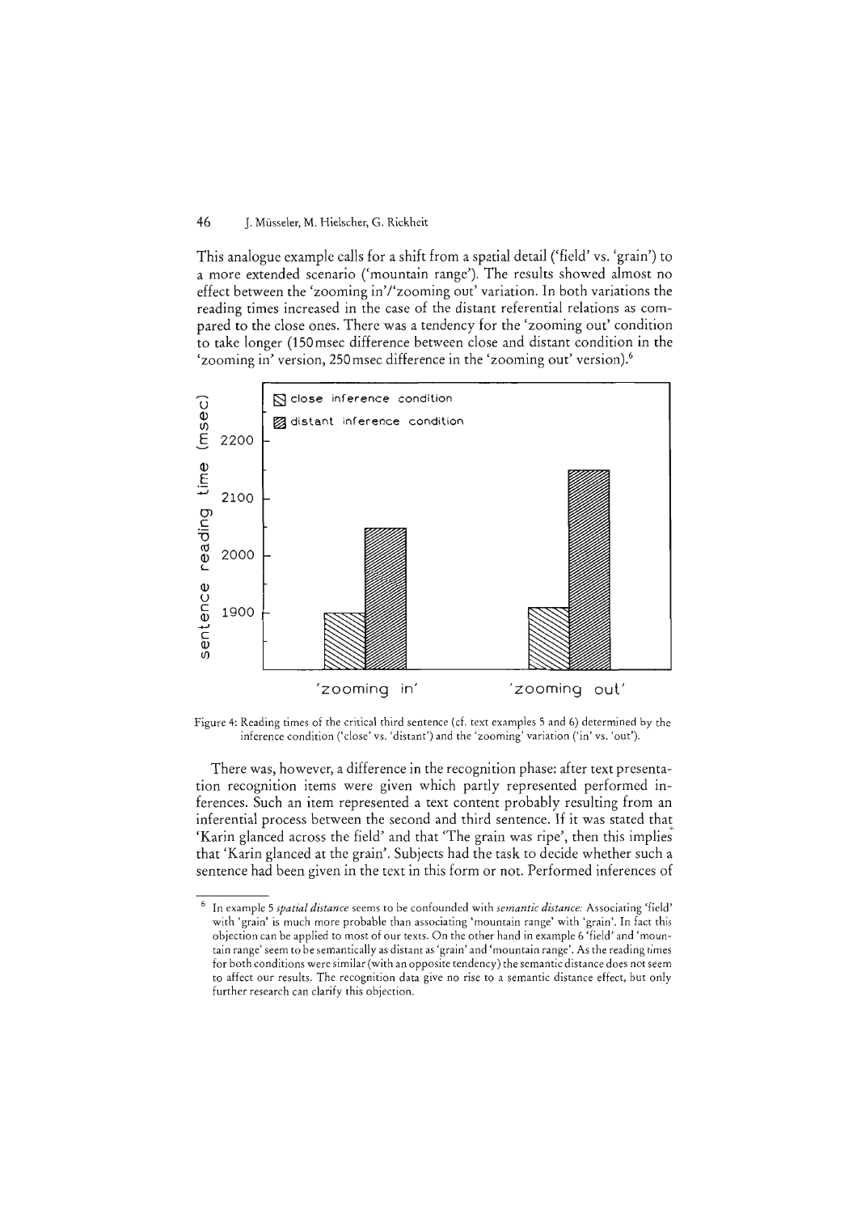This analogue example calls for a shift from a spatial detail ('field' vs. 'grain') to a more extended scenario ('mountain range'). The results showed almost no effect between the 'zooming in'/'zooming out' variation. In both variations the reading times increased in the case of the distant referential relations as compared to the close ones. There was a tendency for the 'zooming out' condition to take longer (150 msec difference between close and distant condition in the 'zooming in' version, 250 msec difference in the 'zooming out' version).[6]

sentence reading time (msec)

2200
2100
2000
1900

close inference condition
distant inference condition

'zooming in'
'zooming out'

Figure 4: Reading times of the critical third sentence (cf. text examples 5 and 6) determined by the inference condition ('close' vs. 'distant') and the 'zooming' variation ('in' vs. 'out').

There was, however, a difference in the recognition phase: after text presentation recognition items were given which partly represented performed inferences. Such an item represented a text content probably resulting from an inferential process between the second and third sentence. If it was stated that 'Karin glanced across the field' and that 'The grain was ripe', then this implies that 'Karin glanced at the grain'. Subjects had the task to decide whether such a sentence had been given in the text in this form or not. Performed inferences of

---

[6] In example 5 *spatial distance* seems to be confounded with *semantic distance:* Associating 'field' with 'grain' is much more probable than associating 'mountain range' with 'grain'. In fact this objection can be applied to most of our texts. On the other hand in example 6 'field' and 'mountain range' seem to be semantically as distant as 'grain' and 'mountain range'. As the reading times for both conditions were similar (with an opposite tendency) the semantic distance does not seem to affect our results. The recognition data give no rise to a semantic distance effect, but only further research can clarify this objection.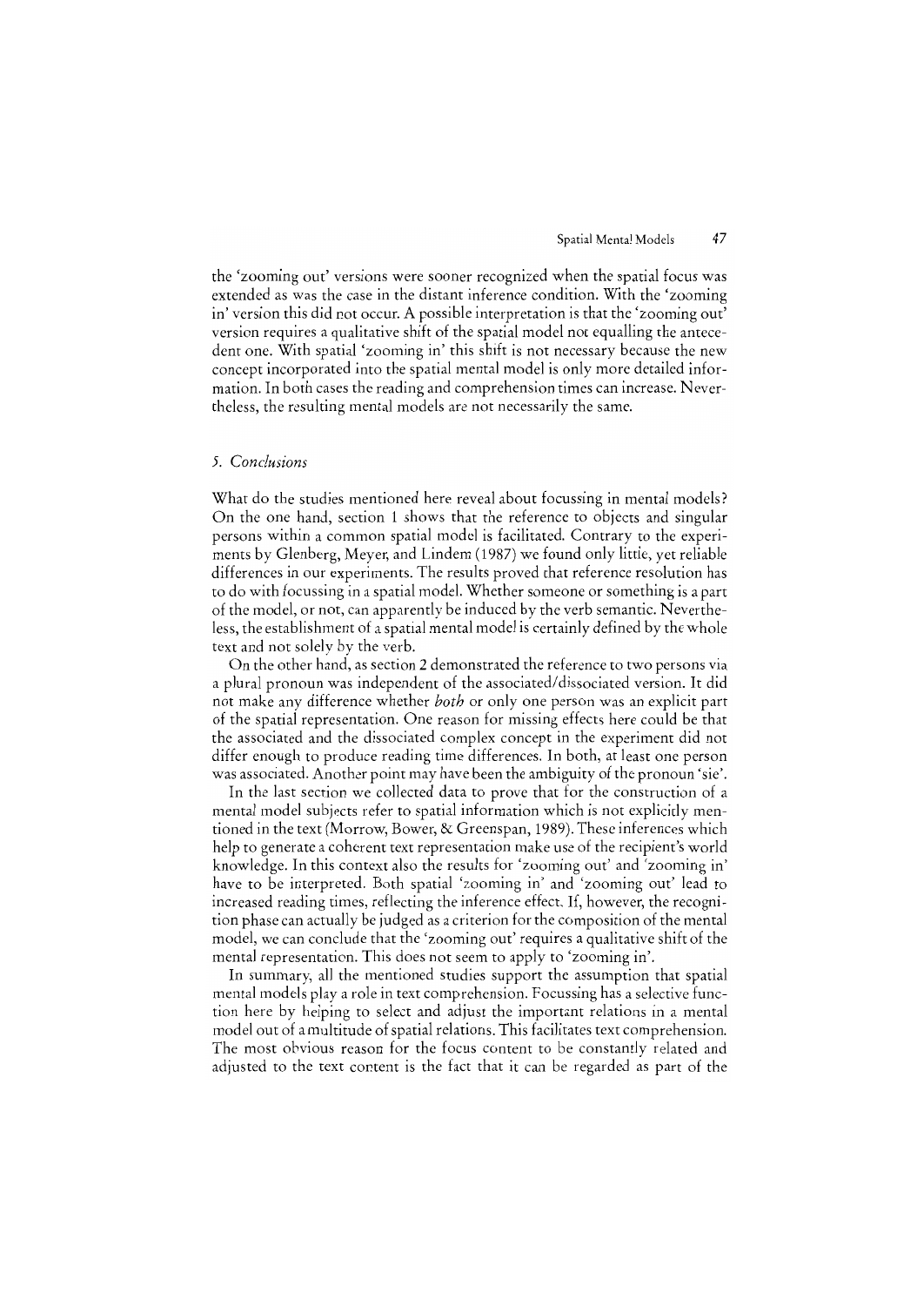the 'zooming out' versions were sooner recognized when the spatial focus was extended as was the case in the distant inference condition. With the 'zooming in' version this did not occur. A possible interpretation is that the 'zooming out' version requires a qualitative shift of the spatial model not equalling the antecedent one. With spatial 'zooming in' this shift is not necessary because the new concept incorporated into the spatial mental model is only more detailed information. In both cases the reading and comprehension times can increase. Nevertheless, the resulting mental models are not necessarily the same.

### 5. *Conclusions*

What do the studies mentioned here reveal about focussing in mental models? On the one hand, section 1 shows that the reference to objects and singular persons within a common spatial model is facilitated. Contrary to the experiments by Glenberg, Meyer, and Lindem (1987) we found only little, yet reliable differences in our experiments. The results proved that reference resolution has to do with focussing in a spatial model. Whether someone or something is a part of the model, or not, can apparently be induced by the verb semantic. Nevertheless, the establishment of a spatial mental model is certainly defined by the whole text and not solely by the verb.

On the other hand, as section 2 demonstrated the reference to two persons via a plural pronoun was independent of the associated/dissociated version. It did not make any difference whether *both* or only one person was an explicit part of the spatial representation. One reason for missing effects here could be that the associated and the dissociated complex concept in the experiment did not differ enough to produce reading time differences. In both, at least one person was associated. Another point may have been the ambiguity of the pronoun 'sie'.

In the last section we collected data to prove that for the construction of a mental model subjects refer to spatial information which is not explicitly mentioned in the text (Morrow, Bower, & Greenspan, 1989). These inferences which help to generate a coherent text representation make use of the recipient's world knowledge. In this context also the results for 'zooming out' and 'zooming in' have to be interpreted. Both spatial 'zooming in' and 'zooming out' lead to increased reading times, reflecting the inference effect. If, however, the recognition phase can actually be judged as a criterion for the composition of the mental model, we can conclude that the 'zooming out' requires a qualitative shift of the mental representation. This does not seem to apply to 'zooming in'.

In summary, all the mentioned studies support the assumption that spatial mental models play a role in text comprehension. Focussing has a selective function here by helping to select and adjust the important relations in a mental model out of a multitude of spatial relations. This facilitates text comprehension. The most obvious reason for the focus content to be constantly related and adjusted to the text content is the fact that it can be regarded as part of the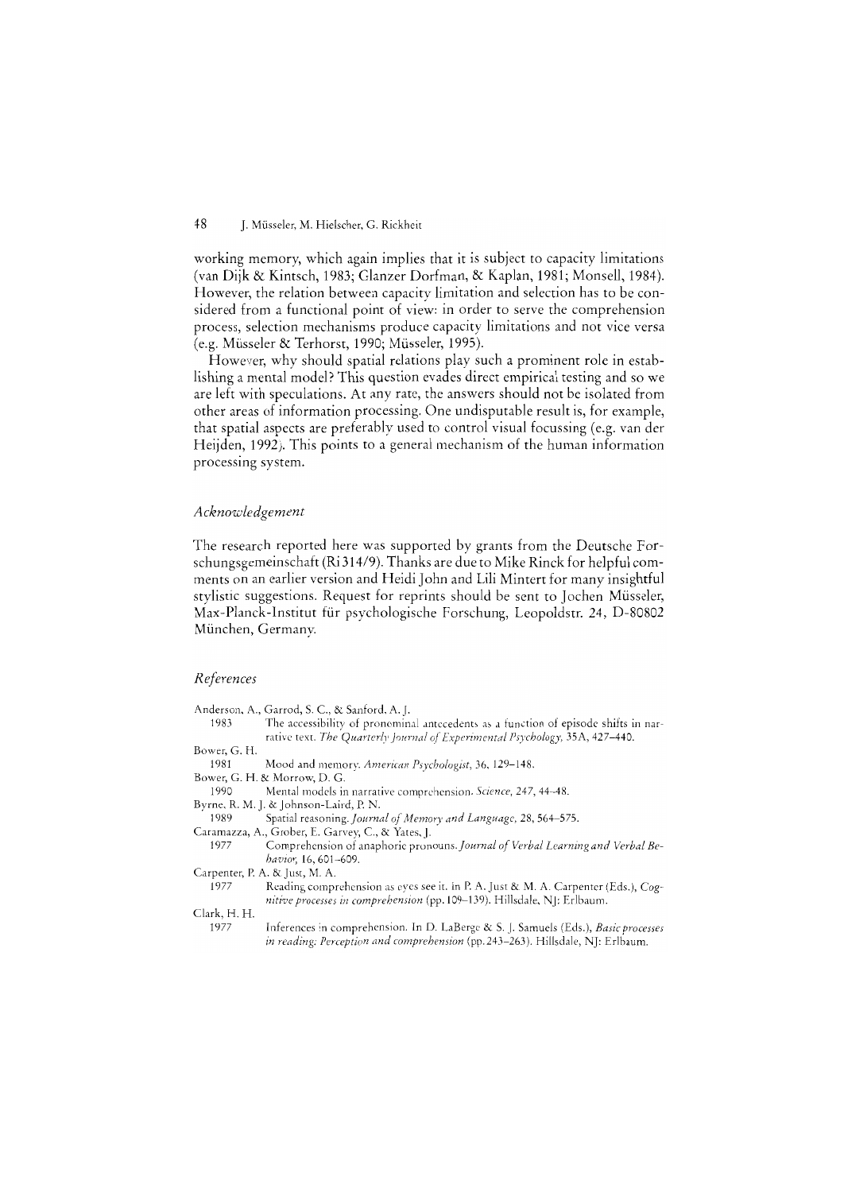working memory, which again implies that it is subject to capacity limitations (van Dijk & Kintsch, 1983; Glanzer Dorfman, & Kaplan, 1981; Monsell, 1984). However, the relation between capacity limitation and selection has to be considered from a functional point of view: in order to serve the comprehension process, selection mechanisms produce capacity limitations and not vice versa (e.g. Müsseler & Terhorst, 1990; Müsseler, 1995).

However, why should spatial relations play such a prominent role in establishing a mental model? This question evades direct empirical testing and so we are left with speculations. At any rate, the answers should not be isolated from other areas of information processing. One undisputable result is, for example, that spatial aspects are preferably used to control visual focussing (e.g. van der Heijden, 1992). This points to a general mechanism of the human information processing system.

## *Acknowledgement*

The research reported here was supported by grants from the Deutsche Forschungsgemeinschaft (Ri 314/9). Thanks are due to Mike Rinck for helpful comments on an earlier version and Heidi John and Lili Mintert for many insightful stylistic suggestions. Request for reprints should be sent to Jochen Müsseler, Max-Planck-Institut für psychologische Forschung, Leopoldstr. 24, D-80802 München, Germany.

## *References*

Anderson, A., Garrod, S. C., & Sanford, A. J.
1983 The accessibility of pronominal antecedents as a function of episode shifts in narrative text. *The Quarterly Journal of Experimental Psychology*, 35A, 427–440.

Bower, G. H.
1981 Mood and memory. *American Psychologist*, 36, 129–148.

Bower, G. H. & Morrow, D. G.
1990 Mental models in narrative comprehension. *Science*, 247, 44–48.

Byrne, R. M. J. & Johnson-Laird, P. N.
1989 Spatial reasoning. *Journal of Memory and Language*, 28, 564–575.

Caramazza, A., Grober, E. Garvey, C., & Yates, J.
1977 Comprehension of anaphoric pronouns. *Journal of Verbal Learning and Verbal Behavior*, 16, 601–609.

Carpenter, P. A. & Just, M. A.
1977 Reading comprehension as eyes see it. In P. A. Just & M. A. Carpenter (Eds.), *Cognitive processes in comprehension* (pp. 109–139). Hillsdale, NJ: Erlbaum.

Clark, H. H.
1977 Inferences in comprehension. In D. LaBerge & S. J. Samuels (Eds.), *Basic processes in reading: Perception and comprehension* (pp. 243–263). Hillsdale, NJ: Erlbaum.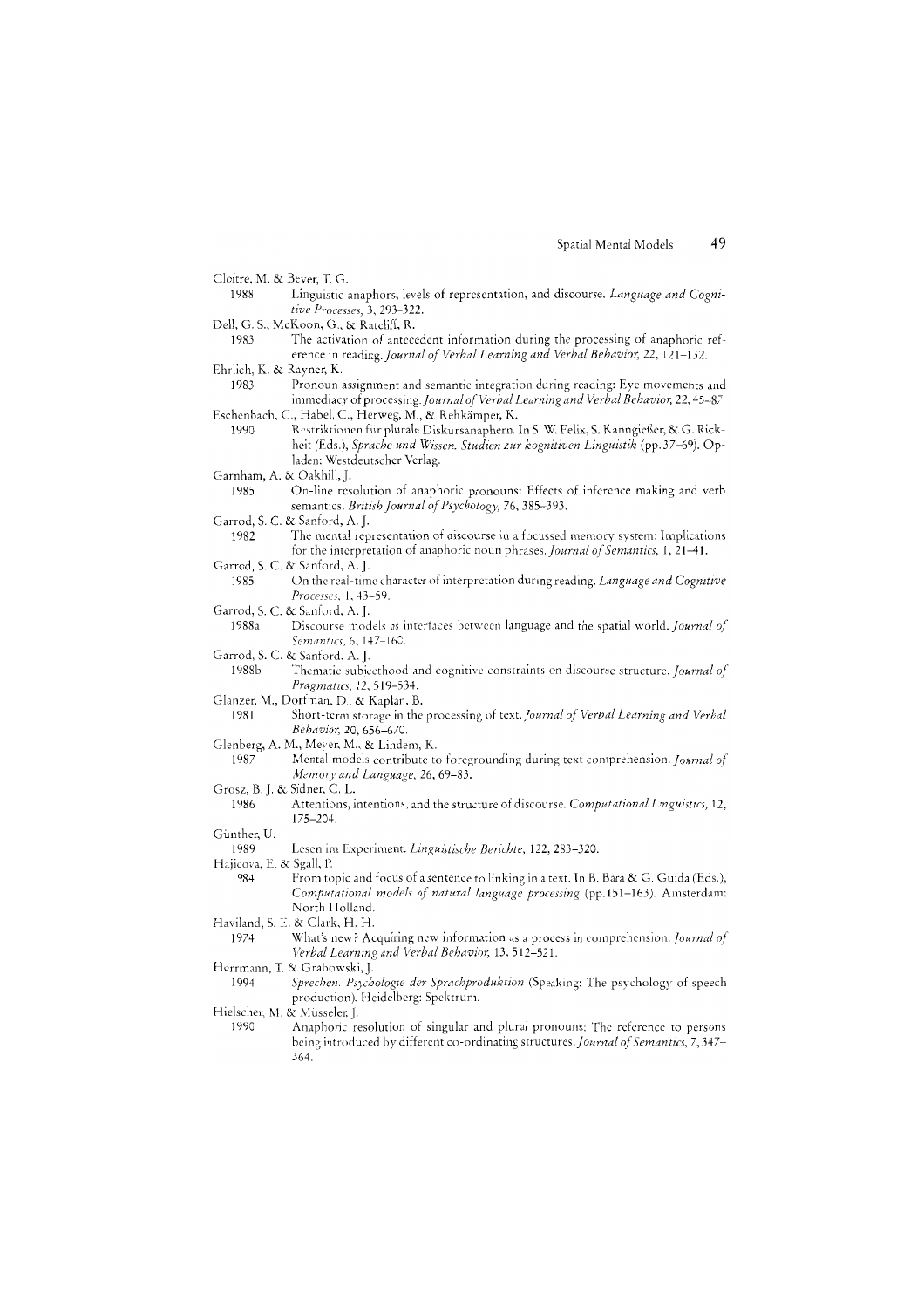Cloitre, M. & Bever, T. G.
1988 Linguistic anaphors, levels of representation, and discourse. *Language and Cognitive Processes*, 3, 293–322.

Dell, G. S., McKoon, G., & Ratcliff, R.
1983 The activation of antecedent information during the processing of anaphoric reference in reading. *Journal of Verbal Learning and Verbal Behavior*, 22, 121–132.

Ehrlich, K. & Rayner, K.
1983 Pronoun assignment and semantic integration during reading: Eye movements and immediacy of processing. *Journal of Verbal Learning and Verbal Behavior*, 22, 45–87.

Eschenbach, C., Habel, C., Herweg, M., & Rehkämper, K.
1990 Restriktionen für plurale Diskursanaphern. In S. W. Felix, S. Kanngießer, & G. Rickheit (Eds.), *Sprache und Wissen. Studien zur kognitiven Linguistik* (pp.37–69). Opladen: Westdeutscher Verlag.

Garnham, A. & Oakhill, J.
1985 On-line resolution of anaphoric pronouns: Effects of inference making and verb semantics. *British Journal of Psychology*, 76, 385–393.

Garrod, S. C. & Sanford, A. J.
1982 The mental representation of discourse in a focussed memory system: Implications for the interpretation of anaphoric noun phrases. *Journal of Semantics*, 1, 21–41.

Garrod, S. C. & Sanford, A. J.
1985 On the real-time character of interpretation during reading. *Language and Cognitive Processes*, 1, 43–59.

Garrod, S. C. & Sanford, A. J.
1988a Discourse models as interfaces between language and the spatial world. *Journal of Semantics*, 6, 147–160.

Garrod, S. C. & Sanford, A. J.
1988b Thematic subjecthood and cognitive constraints on discourse structure. *Journal of Pragmatics*, 12, 519–534.

Glanzer, M., Dorfman, D., & Kaplan, B.
1981 Short-term storage in the processing of text. *Journal of Verbal Learning and Verbal Behavior*, 20, 656–670.

Glenberg, A. M., Meyer, M., & Lindem, K.
1987 Mental models contribute to foregrounding during text comprehension. *Journal of Memory and Language*, 26, 69–83.

Grosz, B. J. & Sidner, C. L.
1986 Attentions, intentions, and the structure of discourse. *Computational Linguistics*, 12, 175–204.

Günther, U.
1989 Lesen im Experiment. *Linguistische Berichte*, 122, 283–320.

Hajicova, E. & Sgall, P.
1984 From topic and focus of a sentence to linking in a text. In B. Bara & G. Guida (Eds.), *Computational models of natural language processing* (pp.151–163). Amsterdam: North Holland.

Haviland, S. E. & Clark, H. H.
1974 What's new? Acquiring new information as a process in comprehension. *Journal of Verbal Learning and Verbal Behavior*, 13, 512–521.

Herrmann, T. & Grabowski, J.
1994 *Sprechen. Psychologie der Sprachproduktion* (Speaking: The psychology of speech production). Heidelberg: Spektrum.

Hielscher, M. & Müsseler, J.
1990 Anaphoric resolution of singular and plural pronouns: The reference to persons being introduced by different co-ordinating structures. *Journal of Semantics*, 7, 347–364.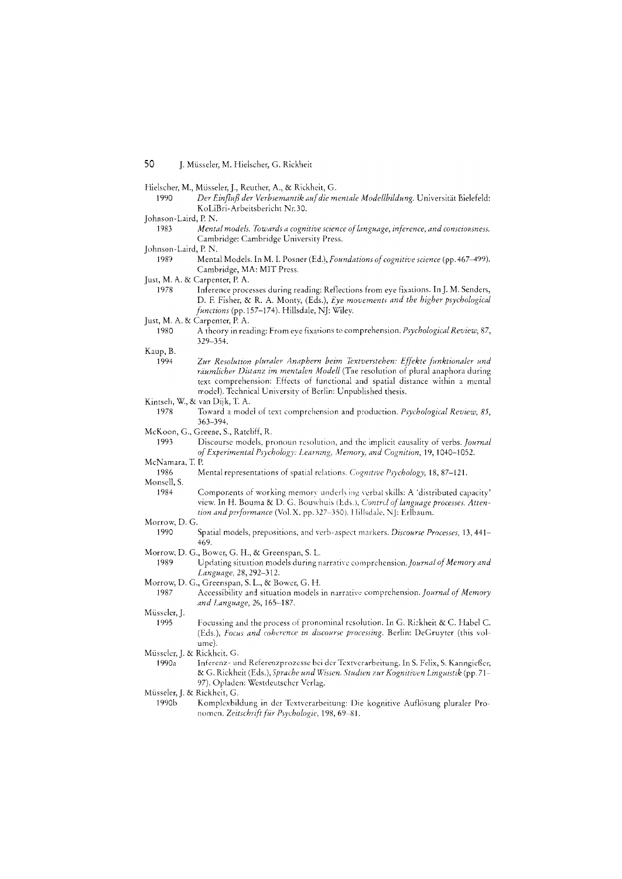Hielscher, M., Müsseler, J., Reuther, A., & Rickheit, G.
1990 *Der Einfluß der Verbsemantik auf die mentale Modellbildung*. Universität Bielefeld: KoLiBri-Arbeitsbericht Nr.30.

Johnson-Laird, P. N.
1983 *Mental models. Towards a cognitive science of language, inference, and consciousness*. Cambridge: Cambridge University Press.

Johnson-Laird, P. N.
1989 Mental Models. In M. I. Posner (Ed.), *Foundations of cognitive science* (pp.467–499). Cambridge, MA: MIT Press.

Just, M. A. & Carpenter, P. A.
1978 Inference processes during reading: Reflections from eye fixations. In J. M. Senders, D. F. Fisher, & R. A. Monty, (Eds.), *Eye movements and the higher psychological functions* (pp.157–174). Hillsdale, NJ: Wiley.

Just, M. A. & Carpenter, P. A.
1980 A theory in reading: From eye fixations to comprehension. *Psychological Review*, 87, 329–354.

Kaup, B.
1994 *Zur Resolution pluraler Anaphern beim Textverstehen: Effekte funktionaler und räumlicher Distanz im mentalen Modell* (The resolution of plural anaphora during text comprehension: Effects of functional and spatial distance within a mental model). Technical University of Berlin: Unpublished thesis.

Kintsch, W., & van Dijk, T. A.
1978 Toward a model of text comprehension and production. *Psychological Review, 85*, 363–394.

McKoon, G., Greene, S., Ratcliff, R.
1993 Discourse models, pronoun resolution, and the implicit causality of verbs. *Journal of Experimental Psychology: Learning, Memory, and Cognition*, 19, 1040–1052.

McNamara, T. P.
1986 Mental representations of spatial relations. *Cognitive Psychology*, 18, 87–121.

Monsell, S.
1984 Components of working memory underlying verbal skills: A 'distributed capacity' view. In H. Bouma & D. G. Bouwhuis (Eds.), *Control of language processes. Attention and performance* (Vol.X, pp.327–350). Hillsdale, NJ: Erlbaum.

Morrow, D. G.
1990 Spatial models, prepositions, and verb-aspect markers. *Discourse Processes*, 13, 441–469.

Morrow, D. G., Bower, G. H., & Greenspan, S. L.
1989 Updating situation models during narrative comprehension. *Journal of Memory and Language*, 28, 292–312.

Morrow, D. G., Greenspan, S. L., & Bower, G. H.
1987 Accessibility and situation models in narrative comprehension. *Journal of Memory and Language*, 26, 165–187.

Müsseler, J.
1995 Focussing and the process of pronominal resolution. In G. Rickheit & C. Habel C. (Eds.), *Focus and coherence in discourse processing*. Berlin: DeGruyter (this volume).

Müsseler, J. & Rickheit, G.
1990a Inferenz- und Referenzprozesse bei der Textverarbeitung. In S. Felix, S. Kanngießer, & G. Rickheit (Eds.), *Sprache und Wissen. Studien zur Kognitiven Linguistik* (pp.71–97). Opladen: Westdeutscher Verlag.

Müsseler, J. & Rickheit, G.
1990b Komplexbildung in der Textverarbeitung: Die kognitive Auflösung pluraler Pronomen. *Zeitschrift für Psychologie*, 198, 69–81.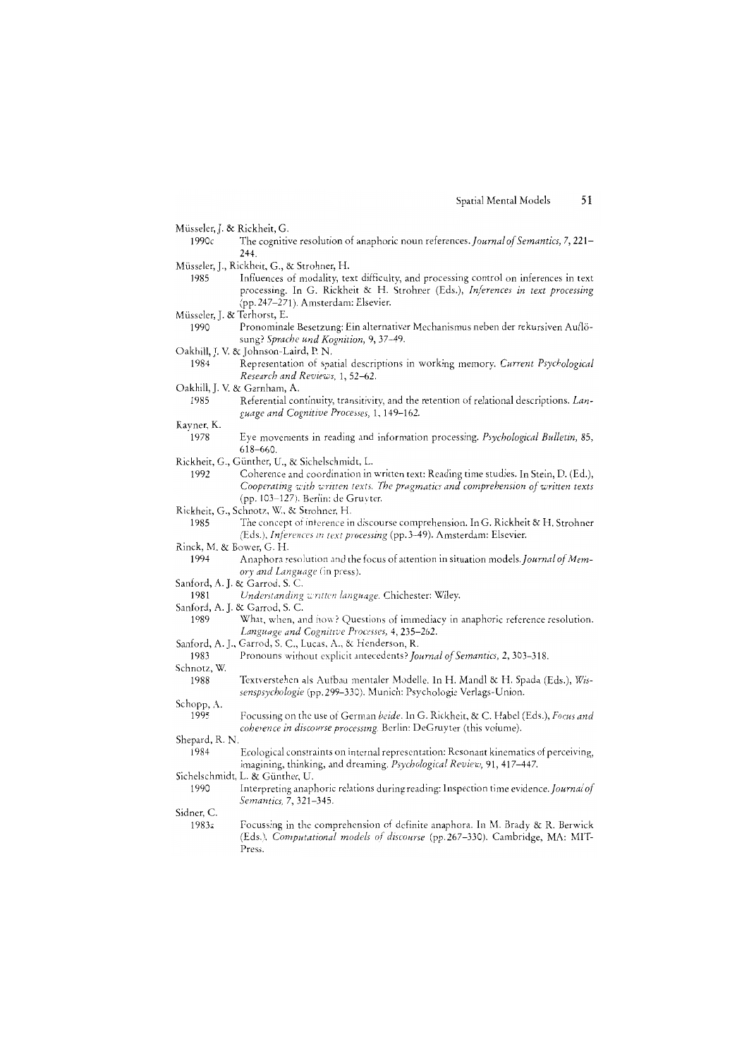Müsseler, J. & Rickheit, G.

1990c The cognitive resolution of anaphoric noun references. *Journal of Semantics, 7*, 221–244.

Müsseler, J., Rickheit, G., & Strohner, H.

1985 Influences of modality, text difficulty, and processing control on inferences in text processing. In G. Rickheit & H. Strohner (Eds.), *Inferences in text processing* (pp. 247–271). Amsterdam: Elsevier.

Müsseler, J. & Terhorst, E.

1990 Pronominale Besetzung: Ein alternativer Mechanismus neben der rekursiven Auflösung? *Sprache und Kognition, 9*, 37–49.

Oakhill, J. V. & Johnson-Laird, P. N.

1984 Representation of spatial descriptions in working memory. *Current Psychological Research and Reviews*, 1, 52–62.

Oakhill, J. V. & Garnham, A.

1985 Referential continuity, transitivity, and the retention of relational descriptions. *Language and Cognitive Processes*, 1, 149–162.

Rayner, K.

1978 Eye movements in reading and information processing. *Psychological Bulletin*, 85, 618–660.

Rickheit, G., Günther, U., & Sichelschmidt, L.

1992 Coherence and coordination in written text: Reading time studies. In Stein, D. (Ed.), *Cooperating with written texts. The pragmatics and comprehension of written texts* (pp. 103–127). Berlin: de Gruyter.

Rickheit, G., Schnotz, W., & Strohner, H.

1985 The concept of inference in discourse comprehension. In G. Rickheit & H. Strohner (Eds.), *Inferences in text processing* (pp. 3–49). Amsterdam: Elsevier.

Rinck, M. & Bower, G. H.

1994 Anaphora resolution and the focus of attention in situation models. *Journal of Memory and Language* (in press).

Sanford, A. J. & Garrod, S. C.

1981 *Understanding written language*. Chichester: Wiley.

Sanford, A. J. & Garrod, S. C.

1989 What, when, and how? Questions of immediacy in anaphoric reference resolution. *Language and Cognitive Processes*, 4, 235–262.

Sanford, A. J., Garrod, S. C., Lucas, A., & Henderson, R.

1983 Pronouns without explicit antecedents? *Journal of Semantics*, 2, 303–318.

Schnotz, W.

1988 Textverstehen als Aufbau mentaler Modelle. In H. Mandl & H. Spada (Eds.), *Wissenspsychologie* (pp. 299–330). Munich: Psychologie Verlags-Union.

Schopp, A.

1995 Focussing on the use of German *beide*. In G. Rickheit, & C. Habel (Eds.), *Focus and coherence in discourse processing*. Berlin: DeGruyter (this volume).

Shepard, R. N.

1984 Ecological constraints on internal representation: Resonant kinematics of perceiving, imagining, thinking, and dreaming. *Psychological Review*, 91, 417–447.

Sichelschmidt, L. & Günther, U.

1990 Interpreting anaphoric relations during reading: Inspection time evidence. *Journal of Semantics*, 7, 321–345.

Sidner, C.

1983a Focussing in the comprehension of definite anaphora. In M. Brady & R. Berwick (Eds.), *Computational models of discourse* (pp. 267–330). Cambridge, MA: MIT-Press.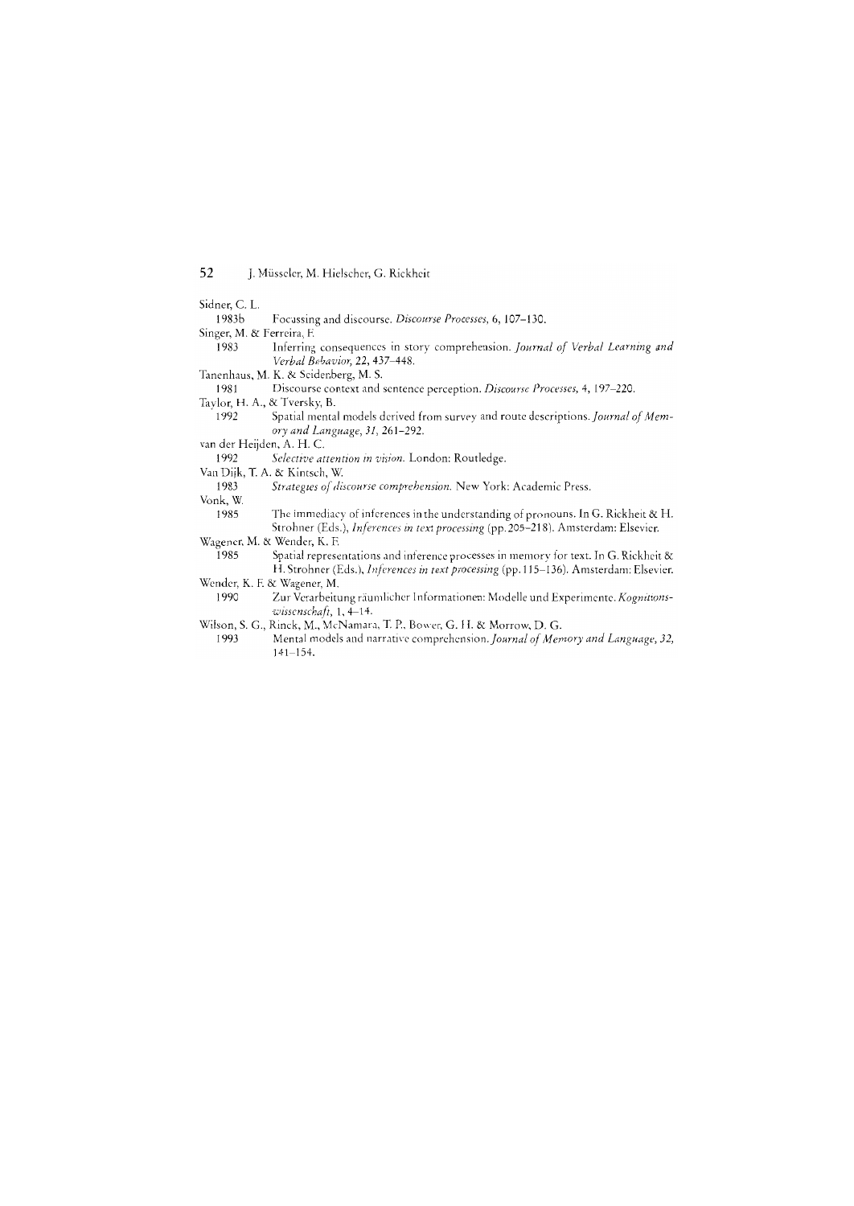Sidner, C. L.

1983b Focussing and discourse. *Discourse Processes*, 6, 107–130.

Singer, M. & Ferreira, F.

1983 Inferring consequences in story comprehension. *Journal of Verbal Learning and Verbal Behavior*, 22, 437–448.

Tanenhaus, M. K. & Seidenberg, M. S.

1981 Discourse context and sentence perception. *Discourse Processes*, 4, 197–220.

Taylor, H. A., & Tversky, B.

1992 Spatial mental models derived from survey and route descriptions. *Journal of Memory and Language*, *31*, 261–292.

van der Heijden, A. H. C.

1992 *Selective attention in vision*. London: Routledge.

Van Dijk, T. A. & Kintsch, W.

1983 *Strategies of discourse comprehension*. New York: Academic Press.

Vonk, W.

1985 The immediacy of inferences in the understanding of pronouns. In G. Rickheit & H. Strohner (Eds.), *Inferences in text processing* (pp. 205–218). Amsterdam: Elsevier.

Wagener, M. & Wender, K. F.

1985 Spatial representations and inference processes in memory for text. In G. Rickheit & H. Strohner (Eds.), *Inferences in text processing* (pp. 115–136). Amsterdam: Elsevier.

Wender, K. F. & Wagener, M.

1990 Zur Verarbeitung räumlicher Informationen: Modelle und Experimente. *Kognitionswissenschaft*, 1, 4–14.

Wilson, S. G., Rinck, M., McNamara, T. P., Bower, G. H. & Morrow, D. G.

1993 Mental models and narrative comprehension. *Journal of Memory and Language*, *32*, 141–154.